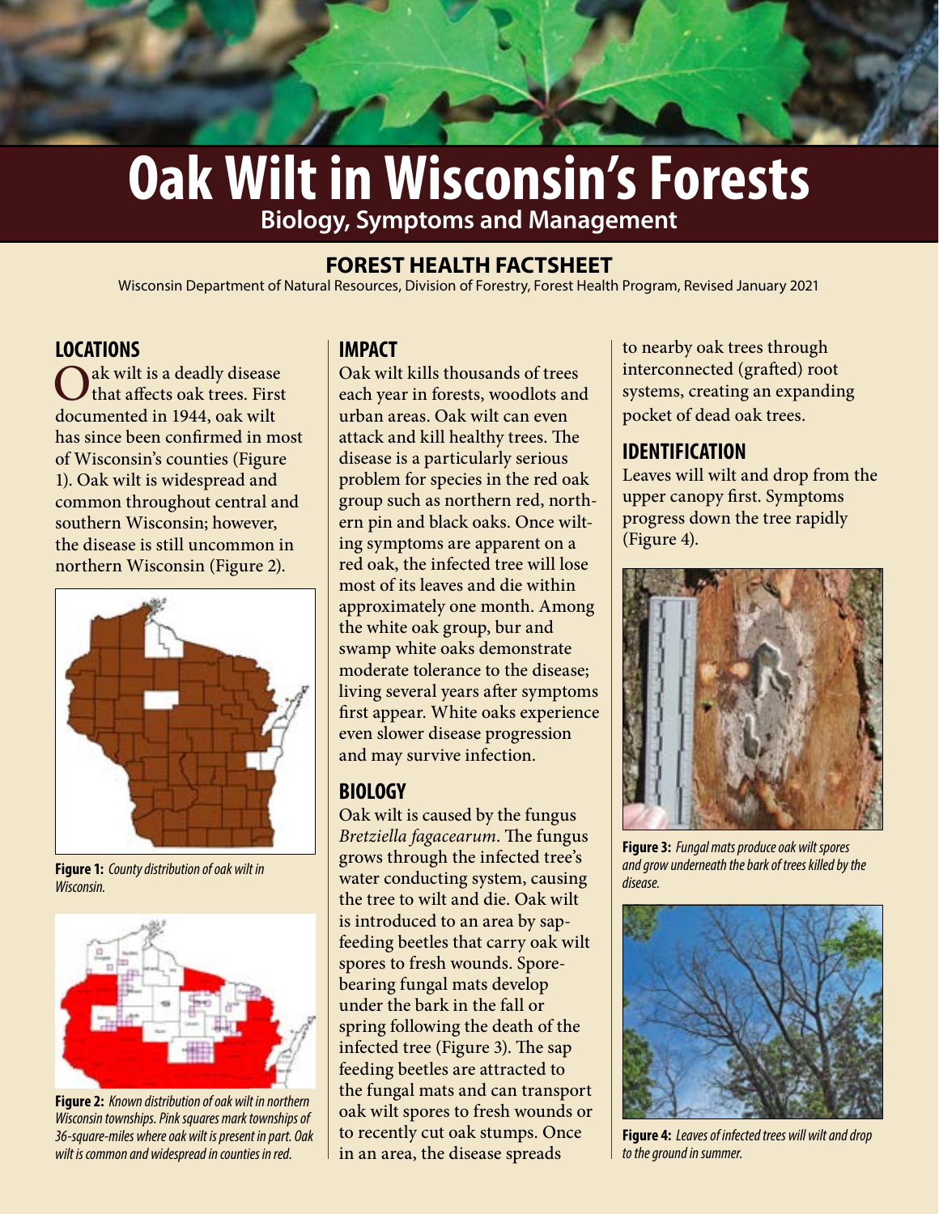# Oak Wilt in Wisconsin's Forests

## Biology, Symptoms and Management

### FOREST HEALTH FACTSHEET

Wisconsin Department of Natural Resources, Division of Forestry, Forest Health Program, Revised January 2021

## LOCATIONS

Oak wilt is a deadly disease that affects oak trees. First documented in 1944, oak wilt has since been confirmed in most of Wisconsin's counties (Figure 1). Oak wilt is widespread and common throughout central and southern Wisconsin; however, the disease is still uncommon in northern Wisconsin (Figure 2).

**Figure 1:** *County distribution of oak wilt in Wisconsin.*

**Figure 2:** *Known distribution of oak wilt in northern Wisconsin townships. Pink squares mark townships of 36-square-miles where oak wilt is present in part. Oak wilt is common and widespread in counties in red.*

## IMPACT

Oak wilt kills thousands of trees each year in forests, woodlots and urban areas. Oak wilt can even attack and kill healthy trees. The disease is a particularly serious problem for species in the red oak group such as northern red, northern pin and black oaks. Once wilting symptoms are apparent on a red oak, the infected tree will lose most of its leaves and die within approximately one month. Among the white oak group, bur and swamp white oaks demonstrate moderate tolerance to the disease; living several years after symptoms first appear. White oaks experience even slower disease progression and may survive infection.

## BIOLOGY

Oak wilt is caused by the fungus *Bretziella fagacearum*. The fungus grows through the infected tree's water conducting system, causing the tree to wilt and die. Oak wilt is introduced to an area by sap-feeding beetles that carry oak wilt spores to fresh wounds. Spore-bearing fungal mats develop under the bark in the fall or spring following the death of the infected tree (Figure 3). The sap feeding beetles are attracted to the fungal mats and can transport oak wilt spores to fresh wounds or to recently cut oak stumps. Once in an area, the disease spreads to nearby oak trees through interconnected (grafted) root systems, creating an expanding pocket of dead oak trees.

## IDENTIFICATION

Leaves will wilt and drop from the upper canopy first. Symptoms progress down the tree rapidly (Figure 4).

**Figure 3:** *Fungal mats produce oak wilt spores and grow underneath the bark of trees killed by the disease.*

**Figure 4:** *Leaves of infected trees will wilt and drop to the ground in summer.*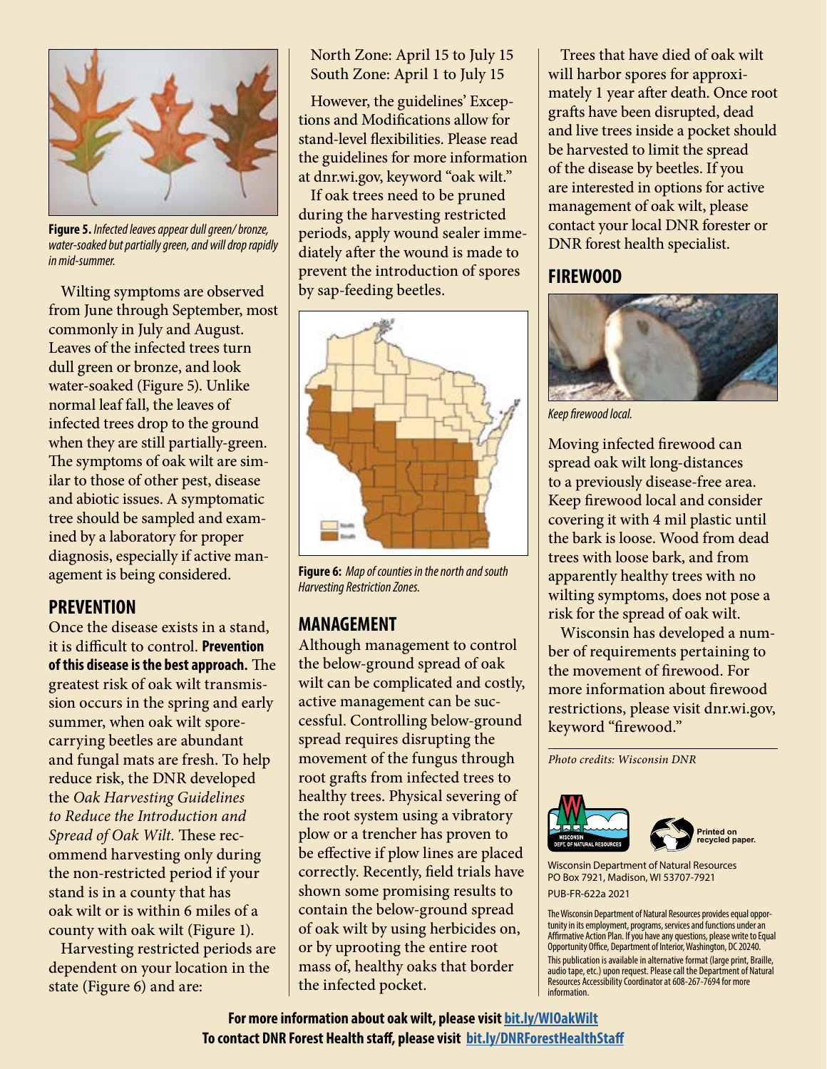Figure 5. *Infected leaves appear dull green/ bronze, water-soaked but partially green, and will drop rapidly in mid-summer.*

Wilting symptoms are observed from June through September, most commonly in July and August. Leaves of the infected trees turn dull green or bronze, and look water-soaked (Figure 5). Unlike normal leaf fall, the leaves of infected trees drop to the ground when they are still partially-green. The symptoms of oak wilt are similar to those of other pest, disease and abiotic issues. A symptomatic tree should be sampled and examined by a laboratory for proper diagnosis, especially if active management is being considered.

## PREVENTION

Once the disease exists in a stand, it is difficult to control. **Prevention of this disease is the best approach.** The greatest risk of oak wilt transmission occurs in the spring and early summer, when oak wilt spore-carrying beetles are abundant and fungal mats are fresh. To help reduce risk, the DNR developed the *Oak Harvesting Guidelines to Reduce the Introduction and Spread of Oak Wilt.* These recommend harvesting only during the non-restricted period if your stand is in a county that has oak wilt or is within 6 miles of a county with oak wilt (Figure 1).

Harvesting restricted periods are dependent on your location in the state (Figure 6) and are:

North Zone: April 15 to July 15
South Zone: April 1 to July 15

However, the guidelines' Exceptions and Modifications allow for stand-level flexibilities. Please read the guidelines for more information at dnr.wi.gov, keyword "oak wilt."

If oak trees need to be pruned during the harvesting restricted periods, apply wound sealer immediately after the wound is made to prevent the introduction of spores by sap-feeding beetles.

North
South

Figure 6: *Map of counties in the north and south Harvesting Restriction Zones.*

## MANAGEMENT

Although management to control the below-ground spread of oak wilt can be complicated and costly, active management can be successful. Controlling below-ground spread requires disrupting the movement of the fungus through root grafts from infected trees to healthy trees. Physical severing of the root system using a vibratory plow or a trencher has proven to be effective if plow lines are placed correctly. Recently, field trials have shown some promising results to contain the below-ground spread of oak wilt by using herbicides on, or by uprooting the entire root mass of, healthy oaks that border the infected pocket.

Trees that have died of oak wilt will harbor spores for approximately 1 year after death. Once root grafts have been disrupted, dead and live trees inside a pocket should be harvested to limit the spread of the disease by beetles. If you are interested in options for active management of oak wilt, please contact your local DNR forester or DNR forest health specialist.

## FIREWOOD

*Keep firewood local.*

Moving infected firewood can spread oak wilt long-distances to a previously disease-free area. Keep firewood local and consider covering it with 4 mil plastic until the bark is loose. Wood from dead trees with loose bark, and from apparently healthy trees with no wilting symptoms, does not pose a risk for the spread of oak wilt.

Wisconsin has developed a number of requirements pertaining to the movement of firewood. For more information about firewood restrictions, please visit dnr.wi.gov, keyword "firewood."

*Photo credits: Wisconsin DNR*

WISCONSIN DEPT. OF NATURAL RESOURCES

Printed on recycled paper.

Wisconsin Department of Natural Resources
PO Box 7921, Madison, WI 53707-7921
PUB-FR-622a 2021

The Wisconsin Department of Natural Resources provides equal opportunity in its employment, programs, services and functions under an Affirmative Action Plan. If you have any questions, please write to Equal Opportunity Office, Department of Interior, Washington, DC 20240.
This publication is available in alternative format (large print, Braille, audio tape, etc.) upon request. Please call the Department of Natural Resources Accessibility Coordinator at 608-267-7694 for more information.

**For more information about oak wilt, please visit bit.ly/WIOakWilt**
**To contact DNR Forest Health staff, please visit bit.ly/DNRForestHealthStaff**